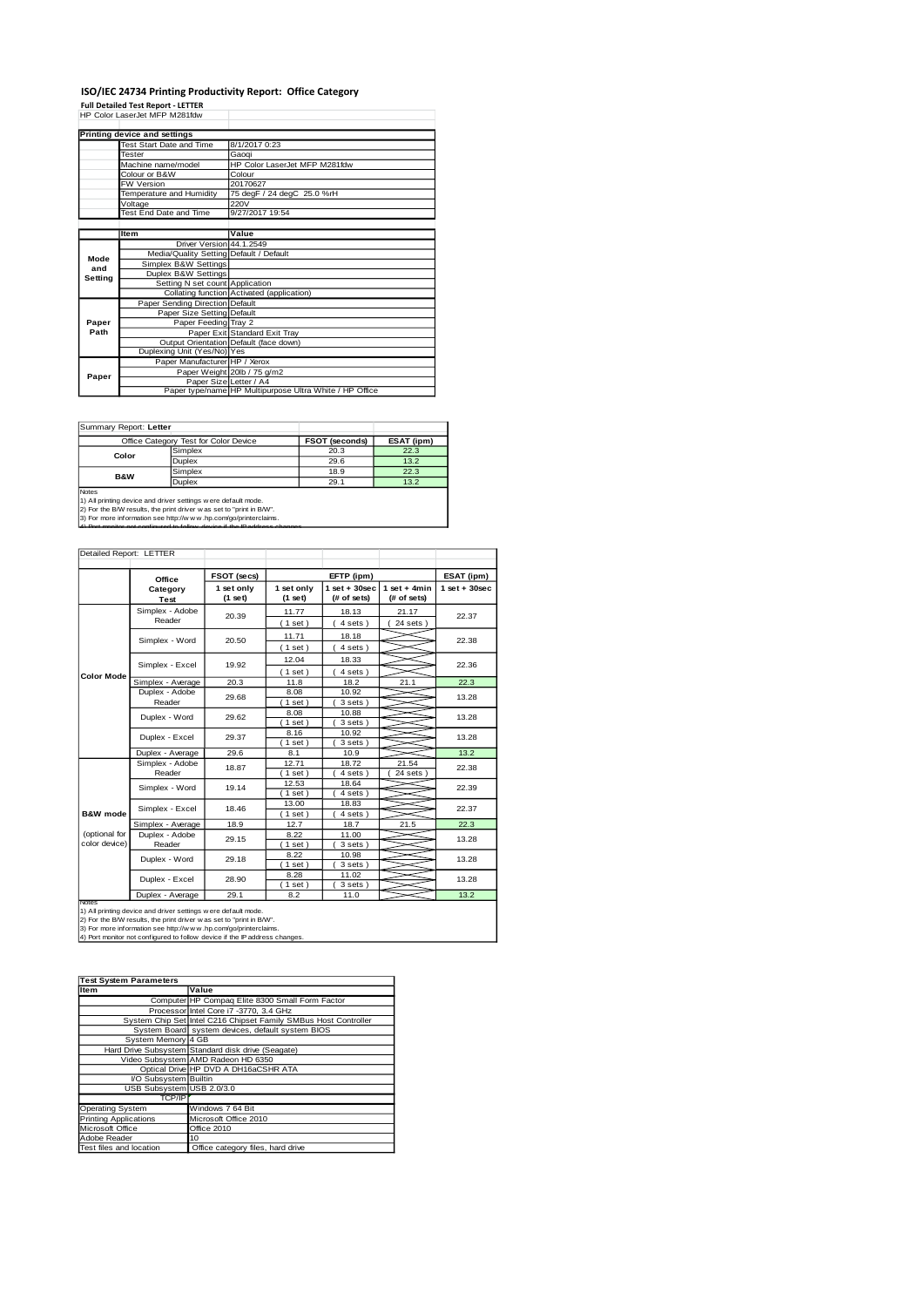# ISO/IEC 24734 Printing Productivity Report: Office Category

**Full Detailed Test Report - LETTER**

HP Color LaserJet MFP M281fdw

| Printing device and settings | |
|---|---|
| Test Start Date and Time | 8/1/2017 0:23 |
| Tester | Gaoqi |
| Machine name/model | HP Color LaserJet MFP M281fdw |
| Colour or B&W | Colour |
| FW Version | 20170627 |
| Temperature and Humidity | 75 degF / 24 degC 25.0 %rH |
| Voltage | 220V |
| Test End Date and Time | 9/27/2017 19:54 |

| | Item | Value |
|---|---|---|
| Mode and Setting | Driver Version | 44.1.2549 |
| | Media/Quality Setting | Default / Default |
| | Simplex B&W Settings | |
| | Duplex B&W Settings | |
| | Setting N set count | Application |
| | Collating function | Activated (application) |
| Paper Path | Paper Sending Direction | Default |
| | Paper Size Setting | Default |
| | Paper Feeding | Tray 2 |
| | Paper Exit | Standard Exit Tray |
| | Output Orientation | Default (face down) |
| | Duplexing Unit (Yes/No) | Yes |
| Paper | Paper Manufacturer | HP / Xerox |
| | Paper Weight | 20lb / 75 g/m2 |
| | Paper Size | Letter / A4 |
| | Paper type/name | HP Multipurpose Ultra White / HP Office |

Summary Report: **Letter**

| Office Category Test for Color Device | | FSOT (seconds) | ESAT (ipm) |
|---|---|---|---|
| Color | Simplex | 20.3 | 22.3 |
| | Duplex | 29.6 | 13.2 |
| B&W | Simplex | 18.9 | 22.3 |
| | Duplex | 29.1 | 13.2 |

Notes
1) All printing device and driver settings were default mode.
2) For the B/W results, the print driver was set to "print in B/W".
3) For more information see http://www.hp.com/go/printerclaims.
4) Port monitor not configured to follow device if the IP address changes.

Detailed Report: LETTER

| | Office Category Test | FSOT (secs) 1 set only (1 set) | EFTP (ipm) 1 set only (1 set) | EFTP (ipm) 1 set + 30sec (# of sets) | EFTP (ipm) 1 set + 4min (# of sets) | ESAT (ipm) 1 set + 30sec |
|---|---|---|---|---|---|---|
| Color Mode | Simplex - Adobe Reader | 20.39 | 11.77 (1 set) | 18.13 (4 sets) | 21.17 (24 sets) | 22.37 |
| | Simplex - Word | 20.50 | 11.71 (1 set) | 18.18 (4 sets) | | 22.38 |
| | Simplex - Excel | 19.92 | 12.04 (1 set) | 18.33 (4 sets) | | 22.36 |
| | Simplex - Average | 20.3 | 11.8 | 18.2 | 21.1 | 22.3 |
| | Duplex - Adobe Reader | 29.68 | 8.08 (1 set) | 10.92 (3 sets) | | 13.28 |
| | Duplex - Word | 29.62 | 8.08 (1 set) | 10.88 (3 sets) | | 13.28 |
| | Duplex - Excel | 29.37 | 8.16 (1 set) | 10.92 (3 sets) | | 13.28 |
| | Duplex - Average | 29.6 | 8.1 | 10.9 | | 13.2 |
| B&W mode (optional for color device) | Simplex - Adobe Reader | 18.87 | 12.71 (1 set) | 18.72 (4 sets) | 21.54 (24 sets) | 22.38 |
| | Simplex - Word | 19.14 | 12.53 (1 set) | 18.64 (4 sets) | | 22.39 |
| | Simplex - Excel | 18.46 | 13.00 (1 set) | 18.83 (4 sets) | | 22.37 |
| | Simplex - Average | 18.9 | 12.7 | 18.7 | 21.5 | 22.3 |
| | Duplex - Adobe Reader | 29.15 | 8.22 (1 set) | 11.00 (3 sets) | | 13.28 |
| | Duplex - Word | 29.18 | 8.22 (1 set) | 10.98 (3 sets) | | 13.28 |
| | Duplex - Excel | 28.90 | 8.28 (1 set) | 11.02 (3 sets) | | 13.28 |
| | Duplex - Average | 29.1 | 8.2 | 11.0 | | 13.2 |

Notes
1) All printing device and driver settings were default mode.
2) For the B/W results, the print driver was set to "print in B/W".
3) For more information see http://www.hp.com/go/printerclaims.
4) Port monitor not configured to follow device if the IP address changes.

| Test System Parameters | |
|---|---|
| **Item** | **Value** |
| Computer | HP Compaq Elite 8300 Small Form Factor |
| Processor | Intel Core i7 -3770, 3.4 GHz |
| System Chip Set | Intel C216 Chipset Family SMBus Host Controller |
| System Board | system devices, default system BIOS |
| System Memory | 4 GB |
| Hard Drive Subsystem | Standard disk drive (Seagate) |
| Video Subsystem | AMD Radeon HD 6350 |
| Optical Drive | HP DVD A DH16aCSHR ATA |
| I/O Subsystem | Builtin |
| USB Subsystem | USB 2.0/3.0 |
| TCP/IP | |
| Operating System | Windows 7 64 Bit |
| Printing Applications | Microsoft Office 2010 |
| Microsoft Office | Office 2010 |
| Adobe Reader | 10 |
| Test files and location | Office category files, hard drive |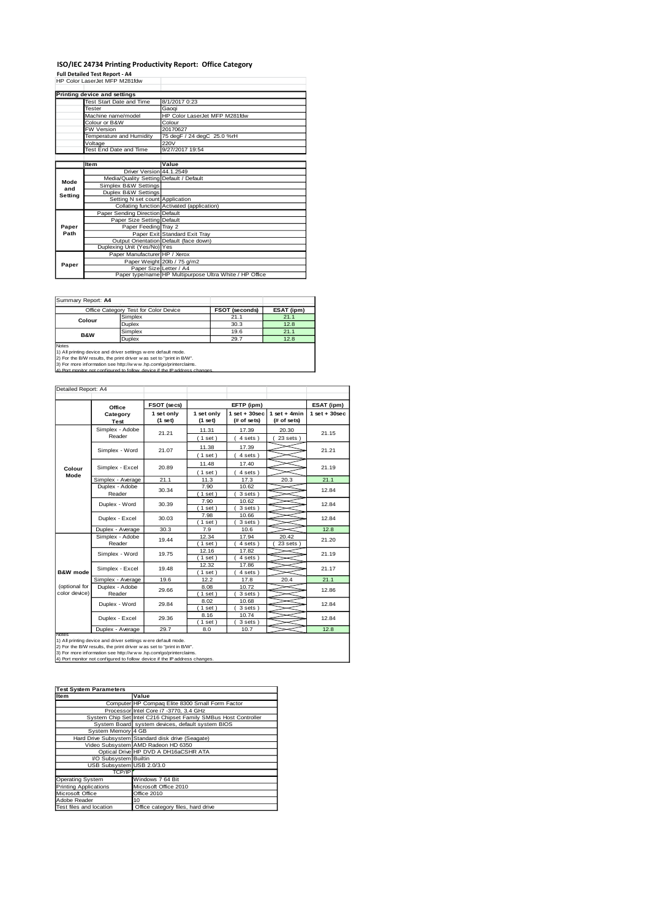# ISO/IEC 24734 Printing Productivity Report: Office Category

**Full Detailed Test Report - A4**

HP Color LaserJet MFP M281fdw

| Printing device and settings | |
|---|---|
| Test Start Date and Time | 8/1/2017 0:23 |
| Tester | Gaoqi |
| Machine name/model | HP Color LaserJet MFP M281fdw |
| Colour or B&W | Colour |
| FW Version | 20170627 |
| Temperature and Humidity | 75 degF / 24 degC 25.0 %rH |
| Voltage | 220V |
| Test End Date and Time | 9/27/2017 19:54 |

| | Item | Value |
|---|---|---|
| Mode and Setting | Driver Version | 44.1.2549 |
| | Media/Quality Setting | Default / Default |
| | Simplex B&W Settings | |
| | Duplex B&W Settings | |
| | Setting N set count | Application |
| | Collating function | Activated (application) |
| Paper Path | Paper Sending Direction | Default |
| | Paper Size Setting | Default |
| | Paper Feeding | Tray 2 |
| | Paper Exit | Standard Exit Tray |
| | Output Orientation | Default (face down) |
| | Duplexing Unit (Yes/No) | Yes |
| Paper | Paper Manufacturer | HP / Xerox |
| | Paper Weight | 20lb / 75 g/m2 |
| | Paper Size | Letter / A4 |
| | Paper type/name | HP Multipurpose Ultra White / HP Office |

Summary Report: **A4**

| Office Category Test for Color Device | | FSOT (seconds) | ESAT (ipm) |
|---|---|---|---|
| Colour | Simplex | 21.1 | 21.1 |
| | Duplex | 30.3 | 12.8 |
| B&W | Simplex | 19.6 | 21.1 |
| | Duplex | 29.7 | 12.8 |

Notes
1) All printing device and driver settings were default mode.
2) For the B/W results, the print driver was set to "print in B/W".
3) For more information see http://www.hp.com/go/printerclaims.
4) Port monitor not configured to follow device if the IP address changes.

Detailed Report: A4

| | Office Category Test | FSOT (secs) 1 set only (1 set) | EFTP (ipm) 1 set only (1 set) | EFTP (ipm) 1 set + 30sec (# of sets) | EFTP (ipm) 1 set + 4min (# of sets) | ESAT (ipm) 1 set + 30sec |
|---|---|---|---|---|---|---|
| Colour Mode | Simplex - Adobe Reader | 21.21 | 11.31 (1 set) | 17.39 (4 sets) | 20.30 (23 sets) | 21.15 |
| | Simplex - Word | 21.07 | 11.38 (1 set) | 17.39 (4 sets) | | 21.21 |
| | Simplex - Excel | 20.89 | 11.48 (1 set) | 17.40 (4 sets) | | 21.19 |
| | Simplex - Average | 21.1 | 11.3 | 17.3 | 20.3 | 21.1 |
| | Duplex - Adobe Reader | 30.34 | 7.90 (1 set) | 10.62 (3 sets) | | 12.84 |
| | Duplex - Word | 30.39 | 7.90 (1 set) | 10.62 (3 sets) | | 12.84 |
| | Duplex - Excel | 30.03 | 7.98 (1 set) | 10.66 (3 sets) | | 12.84 |
| | Duplex - Average | 30.3 | 7.9 | 10.6 | | 12.8 |
| B&W mode (optional for color device) | Simplex - Adobe Reader | 19.44 | 12.34 (1 set) | 17.94 (4 sets) | 20.42 (23 sets) | 21.20 |
| | Simplex - Word | 19.75 | 12.16 (1 set) | 17.82 (4 sets) | | 21.19 |
| | Simplex - Excel | 19.48 | 12.32 (1 set) | 17.86 (4 sets) | | 21.17 |
| | Simplex - Average | 19.6 | 12.2 | 17.8 | 20.4 | 21.1 |
| | Duplex - Adobe Reader | 29.66 | 8.08 (1 set) | 10.72 (3 sets) | | 12.86 |
| | Duplex - Word | 29.84 | 8.02 (1 set) | 10.68 (3 sets) | | 12.84 |
| | Duplex - Excel | 29.36 | 8.16 (1 set) | 10.74 (3 sets) | | 12.84 |
| | Duplex - Average | 29.7 | 8.0 | 10.7 | | 12.8 |

Notes
1) All printing device and driver settings were default mode.
2) For the B/W results, the print driver was set to "print in B/W".
3) For more information see http://www.hp.com/go/printerclaims.
4) Port monitor not configured to follow device if the IP address changes.

| Test System Parameters | |
|---|---|
| **Item** | **Value** |
| Computer | HP Compaq Elite 8300 Small Form Factor |
| Processor | Intel Core i7 -3770, 3.4 GHz |
| System Chip Set | Intel C216 Chipset Family SMBus Host Controller |
| System Board | system devices, default system BIOS |
| System Memory | 4 GB |
| Hard Drive Subsystem | Standard disk drive (Seagate) |
| Video Subsystem | AMD Radeon HD 6350 |
| Optical Drive | HP DVD A DH16aCSHR ATA |
| I/O Subsystem | Builtin |
| USB Subsystem | USB 2.0/3.0 |
| TCP/IP | |
| Operating System | Windows 7 64 Bit |
| Printing Applications | Microsoft Office 2010 |
| Microsoft Office | Office 2010 |
| Adobe Reader | 10 |
| Test files and location | Office category files, hard drive |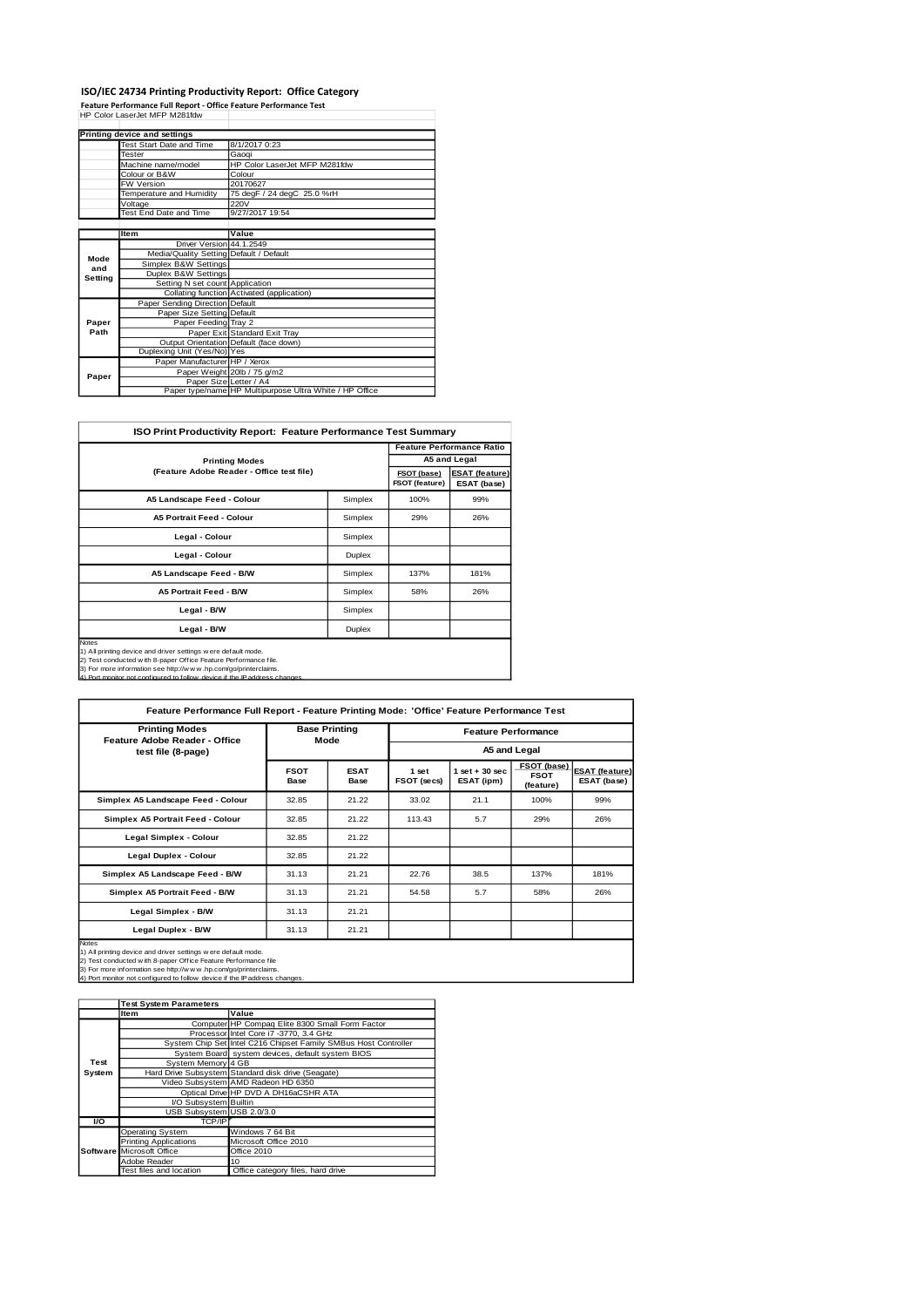# ISO/IEC 24734 Printing Productivity Report: Office Category

**Feature Performance Full Report - Office Feature Performance Test**

HP Color LaserJet MFP M281fdw

| Printing device and settings | |
|---|---|
| Test Start Date and Time | 8/1/2017 0:23 |
| Tester | Gaoqi |
| Machine name/model | HP Color LaserJet MFP M281fdw |
| Colour or B&W | Colour |
| FW Version | 20170627 |
| Temperature and Humidity | 75 degF / 24 degC 25.0 %rH |
| Voltage | 220V |
| Test End Date and Time | 9/27/2017 19:54 |

| | Item | Value |
|---|---|---|
| Mode and Setting | Driver Version | 44.1.2549 |
| | Media/Quality Setting | Default / Default |
| | Simplex B&W Settings | |
| | Duplex B&W Settings | |
| | Setting N set count | Application |
| | Collating function | Activated (application) |
| Paper Path | Paper Sending Direction | Default |
| | Paper Size Setting | Default |
| | Paper Feeding | Tray 2 |
| | Paper Exit | Standard Exit Tray |
| | Output Orientation | Default (face down) |
| | Duplexing Unit (Yes/No) | Yes |
| Paper | Paper Manufacturer | HP / Xerox |
| | Paper Weight | 20lb / 75 g/m2 |
| | Paper Size | Letter / A4 |
| | Paper type/name | HP Multipurpose Ultra White / HP Office |

## ISO Print Productivity Report: Feature Performance Test Summary

| Printing Modes (Feature Adobe Reader - Office test file) | | Feature Performance Ratio | |
|---|---|---|---|
| | | A5 and Legal | |
| | | FSOT (base) / FSOT (feature) | ESAT (feature) / ESAT (base) |
| A5 Landscape Feed - Colour | Simplex | 100% | 99% |
| A5 Portrait Feed - Colour | Simplex | 29% | 26% |
| Legal - Colour | Simplex | | |
| Legal - Colour | Duplex | | |
| A5 Landscape Feed - B/W | Simplex | 137% | 181% |
| A5 Portrait Feed - B/W | Simplex | 58% | 26% |
| Legal - B/W | Simplex | | |
| Legal - B/W | Duplex | | |

Notes
1) All printing device and driver settings were default mode.
2) Test conducted with 8-paper Office Feature Performance file.
3) For more information see http://www.hp.com/go/printerclaims.
4) Port monitor not configured to follow device if the IP address changes.

## Feature Performance Full Report - Feature Printing Mode: 'Office' Feature Performance Test

| Printing Modes Feature Adobe Reader - Office test file (8-page) | Base Printing Mode | | Feature Performance | | | |
|---|---|---|---|---|---|---|
| | | | A5 and Legal | | | |
| | FSOT Base | ESAT Base | 1 set FSOT (secs) | 1 set + 30 sec ESAT (ipm) | FSOT (base) / FSOT (feature) | ESAT (feature) / ESAT (base) |
| Simplex A5 Landscape Feed - Colour | 32.85 | 21.22 | 33.02 | 21.1 | 100% | 99% |
| Simplex A5 Portrait Feed - Colour | 32.85 | 21.22 | 113.43 | 5.7 | 29% | 26% |
| Legal Simplex - Colour | 32.85 | 21.22 | | | | |
| Legal Duplex - Colour | 32.85 | 21.22 | | | | |
| Simplex A5 Landscape Feed - B/W | 31.13 | 21.21 | 22.76 | 38.5 | 137% | 181% |
| Simplex A5 Portrait Feed - B/W | 31.13 | 21.21 | 54.58 | 5.7 | 58% | 26% |
| Legal Simplex - B/W | 31.13 | 21.21 | | | | |
| Legal Duplex - B/W | 31.13 | 21.21 | | | | |

Notes
1) All printing device and driver settings were default mode.
2) Test conducted with 8-paper Office Feature Performance file
3) For more information see http://www.hp.com/go/printerclaims.
4) Port monitor not configured to follow device if the IP address changes.

| | Test System Parameters | |
|---|---|---|
| | Item | Value |
| Test System | Computer | HP Compaq Elite 8300 Small Form Factor |
| | Processor | Intel Core i7 -3770, 3.4 GHz |
| | System Chip Set | Intel C216 Chipset Family SMBus Host Controller |
| | System Board | system devices, default system BIOS |
| | System Memory | 4 GB |
| | Hard Drive Subsystem | Standard disk drive (Seagate) |
| | Video Subsystem | AMD Radeon HD 6350 |
| | Optical Drive | HP DVD A DH16aCSHR ATA |
| | I/O Subsystem | Builtin |
| | USB Subsystem | USB 2.0/3.0 |
| I/O | TCP/IP | |
| Software | Operating System | Windows 7 64 Bit |
| | Printing Applications | Microsoft Office 2010 |
| | Microsoft Office | Office 2010 |
| | Adobe Reader | 10 |
| | Test files and location | Office category files, hard drive |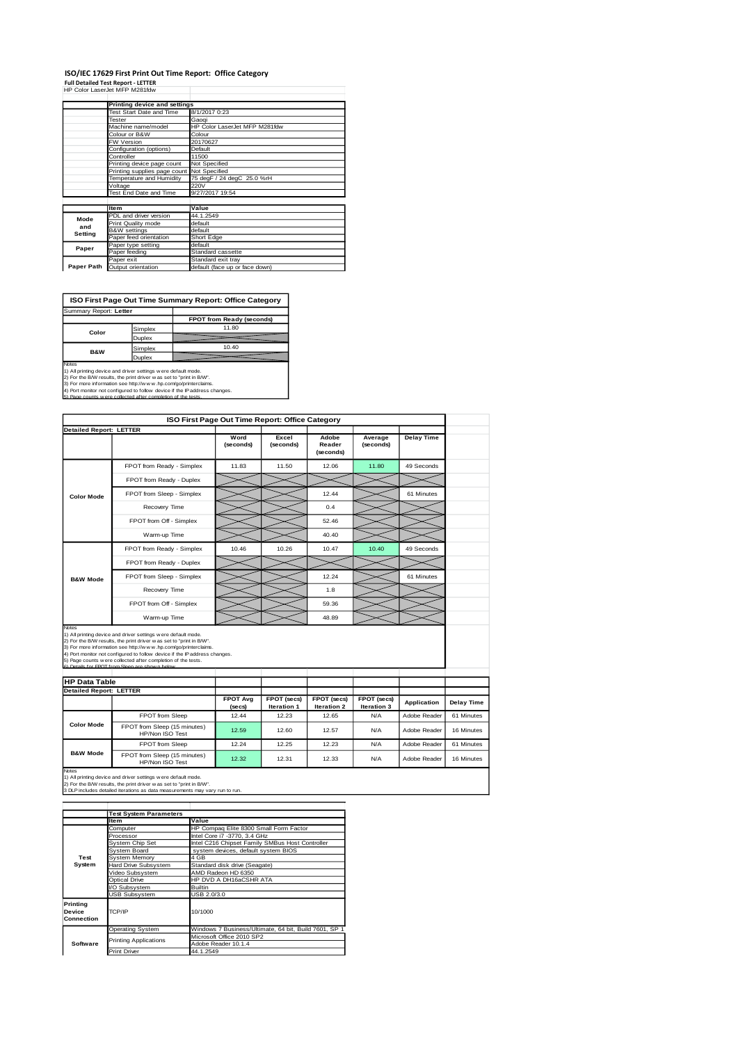# ISO/IEC 17629 First Print Out Time Report: Office Category

**Full Detailed Test Report - LETTER**

HP Color LaserJet MFP M281fdw

| | Printing device and settings | |
|---|---|---|
| | Test Start Date and Time | 8/1/2017 0:23 |
| | Tester | Gaoqi |
| | Machine name/model | HP Color LaserJet MFP M281fdw |
| | Colour or B&W | Colour |
| | FW Version | 20170627 |
| | Configuration (options) | Default |
| | Controller | 11500 |
| | Printing device page count | Not Specified |
| | Printing supplies page count | Not Specified |
| | Temperature and Humidity | 75 degF / 24 degC 25.0 %rH |
| | Voltage | 220V |
| | Test End Date and Time | 9/27/2017 19:54 |

| | Item | Value |
|---|---|---|
| Mode and Setting | PDL and driver version | 44.1.2549 |
| | Print Quality mode | default |
| | B&W settings | default |
| | Paper feed orientation | Short Edge |
| Paper | Paper type setting | default |
| | Paper feeding | Standard cassette |
| | Paper exit | Standard exit tray |
| Paper Path | Output orientation | default (face up or face down) |

## ISO First Page Out Time Summary Report: Office Category

Summary Report: **Letter**

| | | FPOT from Ready (seconds) |
|---|---|---|
| Color | Simplex | 11.80 |
| | Duplex | |
| B&W | Simplex | 10.40 |
| | Duplex | |

Notes
1) All printing device and driver settings were default mode.
2) For the B/W results, the print driver was set to "print in B/W".
3) For more information see http://www.hp.com/go/printerclaims.
4) Port monitor not configured to follow device if the IP address changes.
5) Page counts were collected after completion of the tests.

## ISO First Page Out Time Report: Office Category

**Detailed Report: LETTER**

| | | Word (seconds) | Excel (seconds) | Adobe Reader (seconds) | Average (seconds) | Delay Time |
|---|---|---|---|---|---|---|
| Color Mode | FPOT from Ready - Simplex | 11.83 | 11.50 | 12.06 | 11.80 | 49 Seconds |
| | FPOT from Ready - Duplex | | | | | |
| | FPOT from Sleep - Simplex | | | 12.44 | | 61 Minutes |
| | Recovery Time | | | 0.4 | | |
| | FPOT from Off - Simplex | | | 52.46 | | |
| | Warm-up Time | | | 40.40 | | |
| B&W Mode | FPOT from Ready - Simplex | 10.46 | 10.26 | 10.47 | 10.40 | 49 Seconds |
| | FPOT from Ready - Duplex | | | | | |
| | FPOT from Sleep - Simplex | | | 12.24 | | 61 Minutes |
| | Recovery Time | | | 1.8 | | |
| | FPOT from Off - Simplex | | | 59.36 | | |
| | Warm-up Time | | | 48.89 | | |

Notes
1) All printing device and driver settings were default mode.
2) For the B/W results, the print driver was set to "print in B/W".
3) For more information see http://www.hp.com/go/printerclaims.
4) Port monitor not configured to follow device if the IP address changes.
5) Page counts were collected after completion of the tests.
6) Details for FPOT from Sleep are shown below.

## HP Data Table

**Detailed Report: LETTER**

| | | FPOT Avg (secs) | FPOT (secs) Iteration 1 | FPOT (secs) Iteration 2 | FPOT (secs) Iteration 3 | Application | Delay Time |
|---|---|---|---|---|---|---|---|
| Color Mode | FPOT from Sleep | 12.44 | 12.23 | 12.65 | N/A | Adobe Reader | 61 Minutes |
| | FPOT from Sleep (15 minutes) HP/Non ISO Test | 12.59 | 12.60 | 12.57 | N/A | Adobe Reader | 16 Minutes |
| B&W Mode | FPOT from Sleep | 12.24 | 12.25 | 12.23 | N/A | Adobe Reader | 61 Minutes |
| | FPOT from Sleep (15 minutes) HP/Non ISO Test | 12.32 | 12.31 | 12.33 | N/A | Adobe Reader | 16 Minutes |

Notes
1) All printing device and driver settings were default mode.
2) For the B/W results, the print driver was set to "print in B/W".
3 DLP includes detailed iterations as data measurements may vary run to run.

| | Test System Parameters | |
|---|---|---|
| | Item | Value |
| Test System | Computer | HP Compaq Elite 8300 Small Form Factor |
| | Processor | Intel Core i7 -3770, 3.4 GHz |
| | System Chip Set | Intel C216 Chipset Family SMBus Host Controller |
| | System Board | system devices, default system BIOS |
| | System Memory | 4 GB |
| | Hard Drive Subsystem | Standard disk drive (Seagate) |
| | Video Subsystem | AMD Radeon HD 6350 |
| | Optical Drive | HP DVD A DH16aCSHR ATA |
| | I/O Subsystem | Builtin |
| | USB Subsystem | USB 2.0/3.0 |
| Printing Device Connection | TCP/IP | 10/1000 |
| Software | Operating System | Windows 7 Business/Ultimate, 64 bit, Build 7601, SP 1 |
| | Printing Applications | Microsoft Office 2010 SP2<br>Adobe Reader 10.1.4 |
| | Print Driver | 44.1.2549 |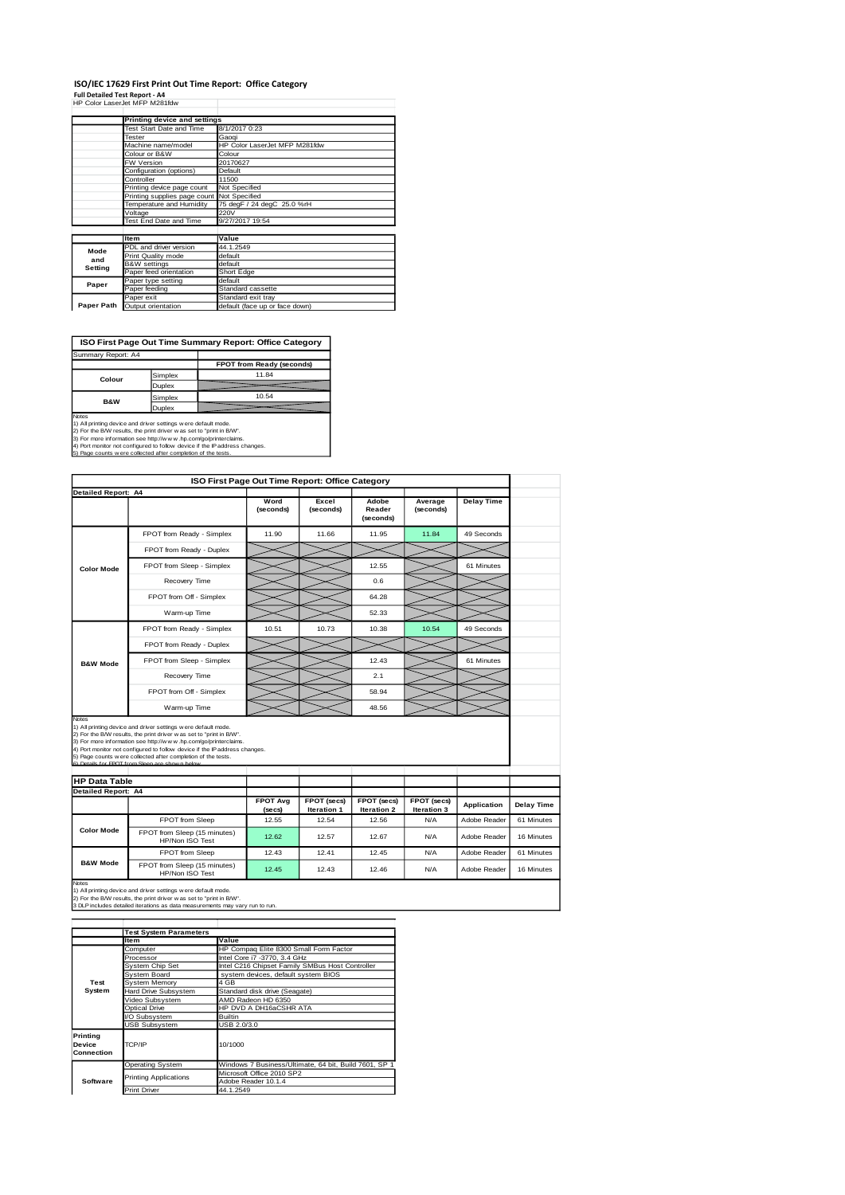# ISO/IEC 17629 First Print Out Time Report: Office Category

**Full Detailed Test Report - A4**

HP Color LaserJet MFP M281fdw

| | Printing device and settings | |
|---|---|---|
| | Test Start Date and Time | 8/1/2017 0:23 |
| | Tester | Gaoqi |
| | Machine name/model | HP Color LaserJet MFP M281fdw |
| | Colour or B&W | Colour |
| | FW Version | 20170627 |
| | Configuration (options) | Default |
| | Controller | 11500 |
| | Printing device page count | Not Specified |
| | Printing supplies page count | Not Specified |
| | Temperature and Humidity | 75 degF / 24 degC 25.0 %rH |
| | Voltage | 220V |
| | Test End Date and Time | 9/27/2017 19:54 |

| | Item | Value |
|---|---|---|
| Mode and Setting | PDL and driver version | 44.1.2549 |
| | Print Quality mode | default |
| | B&W settings | default |
| | Paper feed orientation | Short Edge |
| Paper | Paper type setting | default |
| | Paper feeding | Standard cassette |
| | Paper exit | Standard exit tray |
| Paper Path | Output orientation | default (face up or face down) |

## ISO First Page Out Time Summary Report: Office Category

| Summary Report: A4 | | |
|---|---|---|
| | | FPOT from Ready (seconds) |
| Colour | Simplex | 11.84 |
| | Duplex | |
| B&W | Simplex | 10.54 |
| | Duplex | |

Notes
1) All printing device and driver settings were default mode.
2) For the B/W results, the print driver was set to "print in B/W".
3) For more information see http://www.hp.com/go/printerclaims.
4) Port monitor not configured to follow device if the IP address changes.
5) Page counts were collected after completion of the tests.

## ISO First Page Out Time Report: Office Category

| Detailed Report: A4 | | Word (seconds) | Excel (seconds) | Adobe Reader (seconds) | Average (seconds) | Delay Time |
|---|---|---|---|---|---|---|
| Color Mode | FPOT from Ready - Simplex | 11.90 | 11.66 | 11.95 | 11.84 | 49 Seconds |
| | FPOT from Ready - Duplex | | | | | |
| | FPOT from Sleep - Simplex | | | 12.55 | | 61 Minutes |
| | Recovery Time | | | 0.6 | | |
| | FPOT from Off - Simplex | | | 64.28 | | |
| | Warm-up Time | | | 52.33 | | |
| B&W Mode | FPOT from Ready - Simplex | 10.51 | 10.73 | 10.38 | 10.54 | 49 Seconds |
| | FPOT from Ready - Duplex | | | | | |
| | FPOT from Sleep - Simplex | | | 12.43 | | 61 Minutes |
| | Recovery Time | | | 2.1 | | |
| | FPOT from Off - Simplex | | | 58.94 | | |
| | Warm-up Time | | | 48.56 | | |

Notes
1) All printing device and driver settings were default mode.
2) For the B/W results, the print driver was set to "print in B/W".
3) For more information see http://www.hp.com/go/printerclaims.
4) Port monitor not configured to follow device if the IP address changes.
5) Page counts were collected after completion of the tests.
6) Details for FPOT from Sleep are shown below.

## HP Data Table

| Detailed Report: A4 | | FPOT Avg (secs) | FPOT (secs) Iteration 1 | FPOT (secs) Iteration 2 | FPOT (secs) Iteration 3 | Application | Delay Time |
|---|---|---|---|---|---|---|---|
| Color Mode | FPOT from Sleep | 12.55 | 12.54 | 12.56 | N/A | Adobe Reader | 61 Minutes |
| | FPOT from Sleep (15 minutes) HP/Non ISO Test | 12.62 | 12.57 | 12.67 | N/A | Adobe Reader | 16 Minutes |
| B&W Mode | FPOT from Sleep | 12.43 | 12.41 | 12.45 | N/A | Adobe Reader | 61 Minutes |
| | FPOT from Sleep (15 minutes) HP/Non ISO Test | 12.45 | 12.43 | 12.46 | N/A | Adobe Reader | 16 Minutes |

Notes
1) All printing device and driver settings were default mode.
2) For the B/W results, the print driver was set to "print in B/W".
3 DLP includes detailed iterations as data measurements may vary run to run.

| | Test System Parameters | |
|---|---|---|
| | Item | Value |
| Test System | Computer | HP Compaq Elite 8300 Small Form Factor |
| | Processor | Intel Core i7 -3770, 3.4 GHz |
| | System Chip Set | Intel C216 Chipset Family SMBus Host Controller |
| | System Board | system devices, default system BIOS |
| | System Memory | 4 GB |
| | Hard Drive Subsystem | Standard disk drive (Seagate) |
| | Video Subsystem | AMD Radeon HD 6350 |
| | Optical Drive | HP DVD A DH16aCSHR ATA |
| | I/O Subsystem | Builtin |
| | USB Subsystem | USB 2.0/3.0 |
| Printing Device Connection | TCP/IP | 10/1000 |
| Software | Operating System | Windows 7 Business/Ultimate, 64 bit, Build 7601, SP 1 |
| | Printing Applications | Microsoft Office 2010 SP2<br>Adobe Reader 10.1.4 |
| | Print Driver | 44.1.2549 |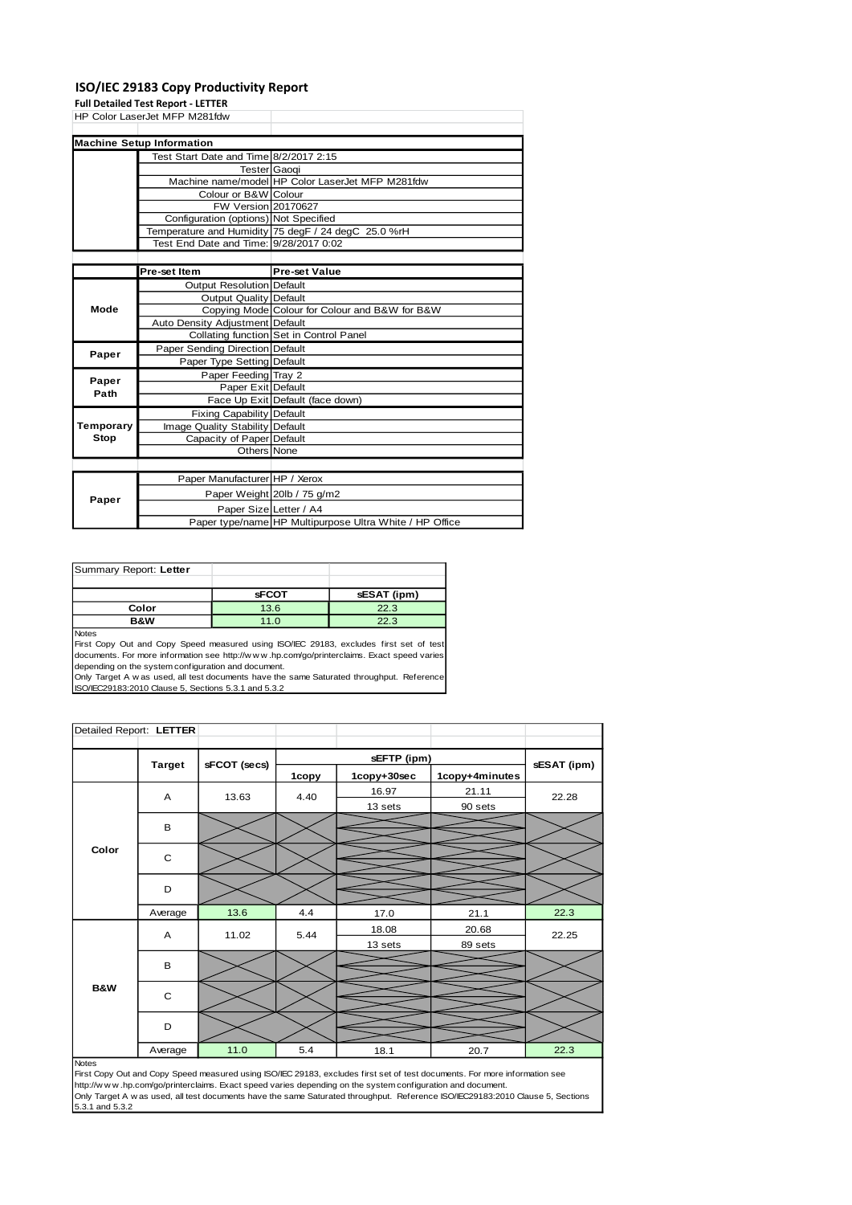# ISO/IEC 29183 Copy Productivity Report

**Full Detailed Test Report - LETTER**

HP Color LaserJet MFP M281fdw

| Machine Setup Information | | |
|---|---|---|
| | Test Start Date and Time | 8/2/2017 2:15 |
| | Tester | Gaoqi |
| | Machine name/model | HP Color LaserJet MFP M281fdw |
| | Colour or B&W | Colour |
| | FW Version | 20170627 |
| | Configuration (options) | Not Specified |
| | Temperature and Humidity | 75 degF / 24 degC 25.0 %rH |
| | Test End Date and Time: | 9/28/2017 0:02 |

| | Pre-set Item | Pre-set Value |
|---|---|---|
| Mode | Output Resolution | Default |
| | Output Quality | Default |
| | Copying Mode | Colour for Colour and B&W for B&W |
| | Auto Density Adjustment | Default |
| | Collating function | Set in Control Panel |
| Paper | Paper Sending Direction | Default |
| | Paper Type Setting | Default |
| Paper Path | Paper Feeding | Tray 2 |
| | Paper Exit | Default |
| | Face Up Exit | Default (face down) |
| Temporary Stop | Fixing Capability | Default |
| | Image Quality Stability | Default |
| | Capacity of Paper | Default |
| | Others | None |
| Paper | Paper Manufacturer | HP / Xerox |
| | Paper Weight | 20lb / 75 g/m2 |
| | Paper Size | Letter / A4 |
| | Paper type/name | HP Multipurpose Ultra White / HP Office |

Summary Report: **Letter**

| | sFCOT | sESAT (ipm) |
|---|---|---|
| Color | 13.6 | 22.3 |
| B&W | 11.0 | 22.3 |

Notes
First Copy Out and Copy Speed measured using ISO/IEC 29183, excludes first set of test documents. For more information see http://www.hp.com/go/printerclaims. Exact speed varies depending on the system configuration and document.
Only Target A was used, all test documents have the same Saturated throughput. Reference ISO/IEC29183:2010 Clause 5, Sections 5.3.1 and 5.3.2

Detailed Report: **LETTER**

| | Target | sFCOT (secs) | sEFTP (ipm) | | | sESAT (ipm) |
|---|---|---|---|---|---|---|
| | | | 1copy | 1copy+30sec | 1copy+4minutes | |
| Color | A | 13.63 | 4.40 | 16.97<br>13 sets | 21.11<br>90 sets | 22.28 |
| | B | | | | | |
| | C | | | | | |
| | D | | | | | |
| | Average | 13.6 | 4.4 | 17.0 | 21.1 | 22.3 |
| B&W | A | 11.02 | 5.44 | 18.08<br>13 sets | 20.68<br>89 sets | 22.25 |
| | B | | | | | |
| | C | | | | | |
| | D | | | | | |
| | Average | 11.0 | 5.4 | 18.1 | 20.7 | 22.3 |

Notes
First Copy Out and Copy Speed measured using ISO/IEC 29183, excludes first set of test documents. For more information see http://www.hp.com/go/printerclaims. Exact speed varies depending on the system configuration and document.
Only Target A was used, all test documents have the same Saturated throughput. Reference ISO/IEC29183:2010 Clause 5, Sections 5.3.1 and 5.3.2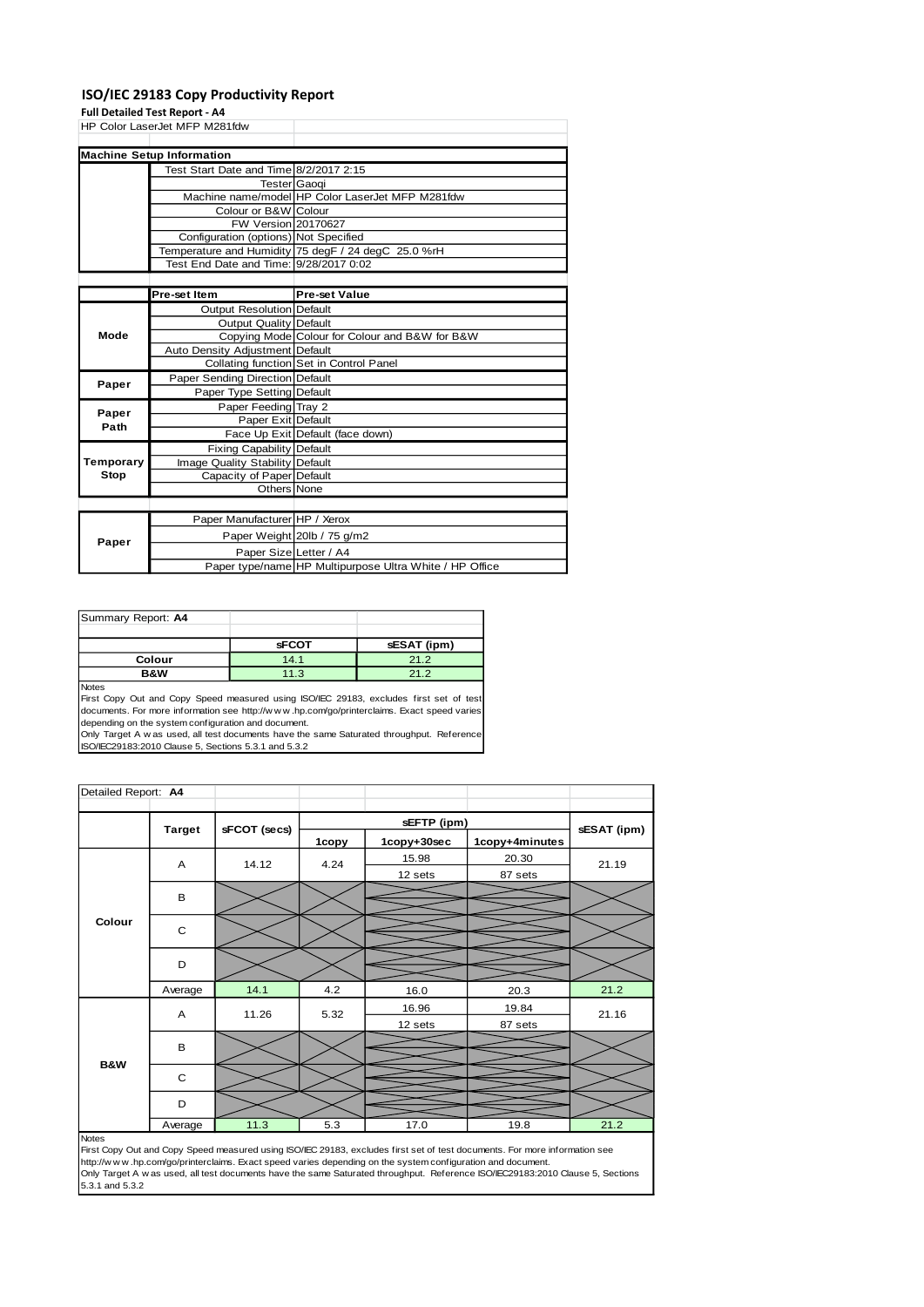# ISO/IEC 29183 Copy Productivity Report

**Full Detailed Test Report - A4**

HP Color LaserJet MFP M281fdw

| Machine Setup Information | | |
|---|---|---|
| | Test Start Date and Time | 8/2/2017 2:15 |
| | Tester | Gaoqi |
| | Machine name/model | HP Color LaserJet MFP M281fdw |
| | Colour or B&W | Colour |
| | FW Version | 20170627 |
| | Configuration (options) | Not Specified |
| | Temperature and Humidity | 75 degF / 24 degC 25.0 %rH |
| | Test End Date and Time: | 9/28/2017 0:02 |

| | Pre-set Item | Pre-set Value |
|---|---|---|
| Mode | Output Resolution | Default |
| | Output Quality | Default |
| | Copying Mode | Colour for Colour and B&W for B&W |
| | Auto Density Adjustment | Default |
| | Collating function | Set in Control Panel |
| Paper | Paper Sending Direction | Default |
| | Paper Type Setting | Default |
| Paper Path | Paper Feeding | Tray 2 |
| | Paper Exit | Default |
| | Face Up Exit | Default (face down) |
| Temporary Stop | Fixing Capability | Default |
| | Image Quality Stability | Default |
| | Capacity of Paper | Default |
| | Others | None |

| | | |
|---|---|---|
| Paper | Paper Manufacturer | HP / Xerox |
| | Paper Weight | 20lb / 75 g/m2 |
| | Paper Size | Letter / A4 |
| | Paper type/name | HP Multipurpose Ultra White / HP Office |

Summary Report: **A4**

| | sFCOT | sESAT (ipm) |
|---|---|---|
| Colour | 14.1 | 21.2 |
| B&W | 11.3 | 21.2 |

Notes

First Copy Out and Copy Speed measured using ISO/IEC 29183, excludes first set of test documents. For more information see http://www.hp.com/go/printerclaims. Exact speed varies depending on the system configuration and document.

Only Target A was used, all test documents have the same Saturated throughput. Reference ISO/IEC29183:2010 Clause 5, Sections 5.3.1 and 5.3.2

Detailed Report: **A4**

| | Target | sFCOT (secs) | sEFTP (ipm) | | | sESAT (ipm) |
|---|---|---|---|---|---|---|
| | | | 1copy | 1copy+30sec | 1copy+4minutes | |
| Colour | A | 14.12 | 4.24 | 15.98 / 12 sets | 20.30 / 87 sets | 21.19 |
| | B | | | | | |
| | C | | | | | |
| | D | | | | | |
| | Average | 14.1 | 4.2 | 16.0 | 20.3 | 21.2 |
| B&W | A | 11.26 | 5.32 | 16.96 / 12 sets | 19.84 / 87 sets | 21.16 |
| | B | | | | | |
| | C | | | | | |
| | D | | | | | |
| | Average | 11.3 | 5.3 | 17.0 | 19.8 | 21.2 |

Notes

First Copy Out and Copy Speed measured using ISO/IEC 29183, excludes first set of test documents. For more information see http://www.hp.com/go/printerclaims. Exact speed varies depending on the system configuration and document.

Only Target A was used, all test documents have the same Saturated throughput. Reference ISO/IEC29183:2010 Clause 5, Sections 5.3.1 and 5.3.2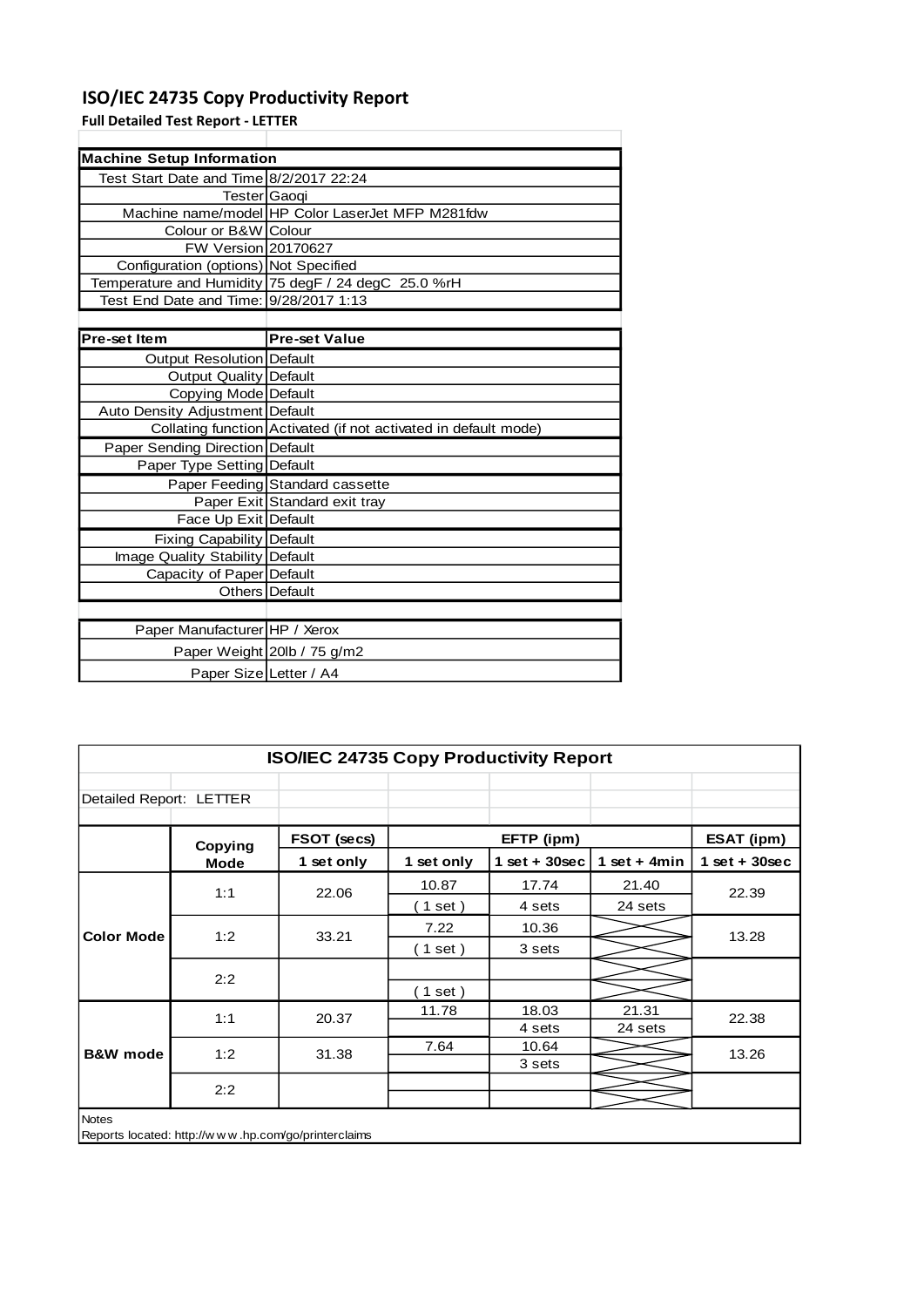# ISO/IEC 24735 Copy Productivity Report

**Full Detailed Test Report - LETTER**

| Machine Setup Information | |
|---|---|
| Test Start Date and Time | 8/2/2017 22:24 |
| Tester | Gaoqi |
| Machine name/model | HP Color LaserJet MFP M281fdw |
| Colour or B&W | Colour |
| FW Version | 20170627 |
| Configuration (options) | Not Specified |
| Temperature and Humidity | 75 degF / 24 degC 25.0 %rH |
| Test End Date and Time: | 9/28/2017 1:13 |

| Pre-set Item | Pre-set Value |
|---|---|
| Output Resolution | Default |
| Output Quality | Default |
| Copying Mode | Default |
| Auto Density Adjustment | Default |
| Collating function | Activated (if not activated in default mode) |
| Paper Sending Direction | Default |
| Paper Type Setting | Default |
| Paper Feeding | Standard cassette |
| Paper Exit | Standard exit tray |
| Face Up Exit | Default |
| Fixing Capability | Default |
| Image Quality Stability | Default |
| Capacity of Paper | Default |
| Others | Default |

| | |
|---|---|
| Paper Manufacturer | HP / Xerox |
| Paper Weight | 20lb / 75 g/m2 |
| Paper Size | Letter / A4 |

**ISO/IEC 24735 Copy Productivity Report**

Detailed Report: LETTER

| | Copying Mode | FSOT (secs) | EFTP (ipm) | | | ESAT (ipm) |
|---|---|---|---|---|---|---|
| | | 1 set only | 1 set only | 1 set + 30sec | 1 set + 4min | 1 set + 30sec |
| Color Mode | 1:1 | 22.06 | 10.87 | 17.74 | 21.40 | 22.39 |
| | | | ( 1 set ) | 4 sets | 24 sets | |
| | 1:2 | 33.21 | 7.22 | 10.36 | | 13.28 |
| | | | ( 1 set ) | 3 sets | | |
| | 2:2 | | | | | |
| | | | ( 1 set ) | | | |
| B&W mode | 1:1 | 20.37 | 11.78 | 18.03 | 21.31 | 22.38 |
| | | | | 4 sets | 24 sets | |
| | 1:2 | 31.38 | 7.64 | 10.64 | | 13.26 |
| | | | | 3 sets | | |
| | 2:2 | | | | | |

Notes

Reports located: http://www.hp.com/go/printerclaims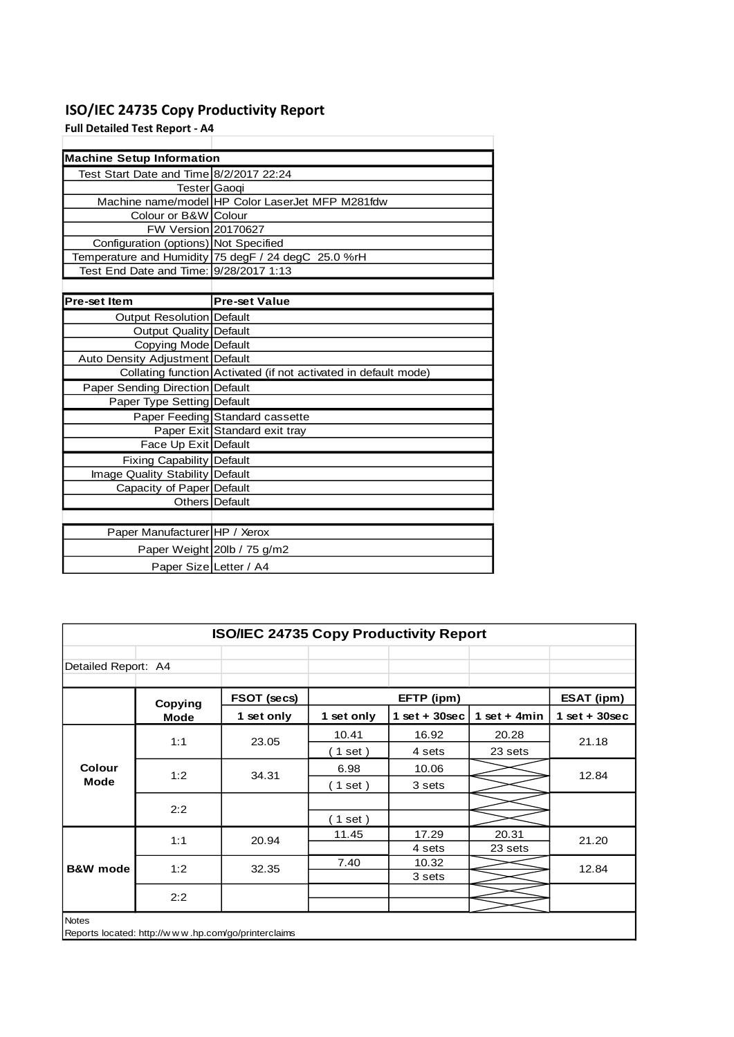# ISO/IEC 24735 Copy Productivity Report

**Full Detailed Test Report - A4**

| Machine Setup Information | |
|---|---|
| Test Start Date and Time | 8/2/2017 22:24 |
| Tester | Gaoqi |
| Machine name/model | HP Color LaserJet MFP M281fdw |
| Colour or B&W | Colour |
| FW Version | 20170627 |
| Configuration (options) | Not Specified |
| Temperature and Humidity | 75 degF / 24 degC 25.0 %rH |
| Test End Date and Time: | 9/28/2017 1:13 |

| Pre-set Item | Pre-set Value |
|---|---|
| Output Resolution | Default |
| Output Quality | Default |
| Copying Mode | Default |
| Auto Density Adjustment | Default |
| Collating function | Activated (if not activated in default mode) |
| Paper Sending Direction | Default |
| Paper Type Setting | Default |
| Paper Feeding | Standard cassette |
| Paper Exit | Standard exit tray |
| Face Up Exit | Default |
| Fixing Capability | Default |
| Image Quality Stability | Default |
| Capacity of Paper | Default |
| Others | Default |

| | |
|---|---|
| Paper Manufacturer | HP / Xerox |
| Paper Weight | 20lb / 75 g/m2 |
| Paper Size | Letter / A4 |

**ISO/IEC 24735 Copy Productivity Report**

Detailed Report: A4

| | Copying Mode | FSOT (secs) | EFTP (ipm) | | | ESAT (ipm) |
|---|---|---|---|---|---|---|
| | | 1 set only | 1 set only | 1 set + 30sec | 1 set + 4min | 1 set + 30sec |
| Colour Mode | 1:1 | 23.05 | 10.41 ( 1 set ) | 16.92 4 sets | 20.28 23 sets | 21.18 |
| | 1:2 | 34.31 | 6.98 ( 1 set ) | 10.06 3 sets | | 12.84 |
| | 2:2 | | ( 1 set ) | | | |
| B&W mode | 1:1 | 20.94 | 11.45 | 17.29 4 sets | 20.31 23 sets | 21.20 |
| | 1:2 | 32.35 | 7.40 | 10.32 3 sets | | 12.84 |
| | 2:2 | | | | | |

Notes

Reports located: http://www.hp.com/go/printerclaims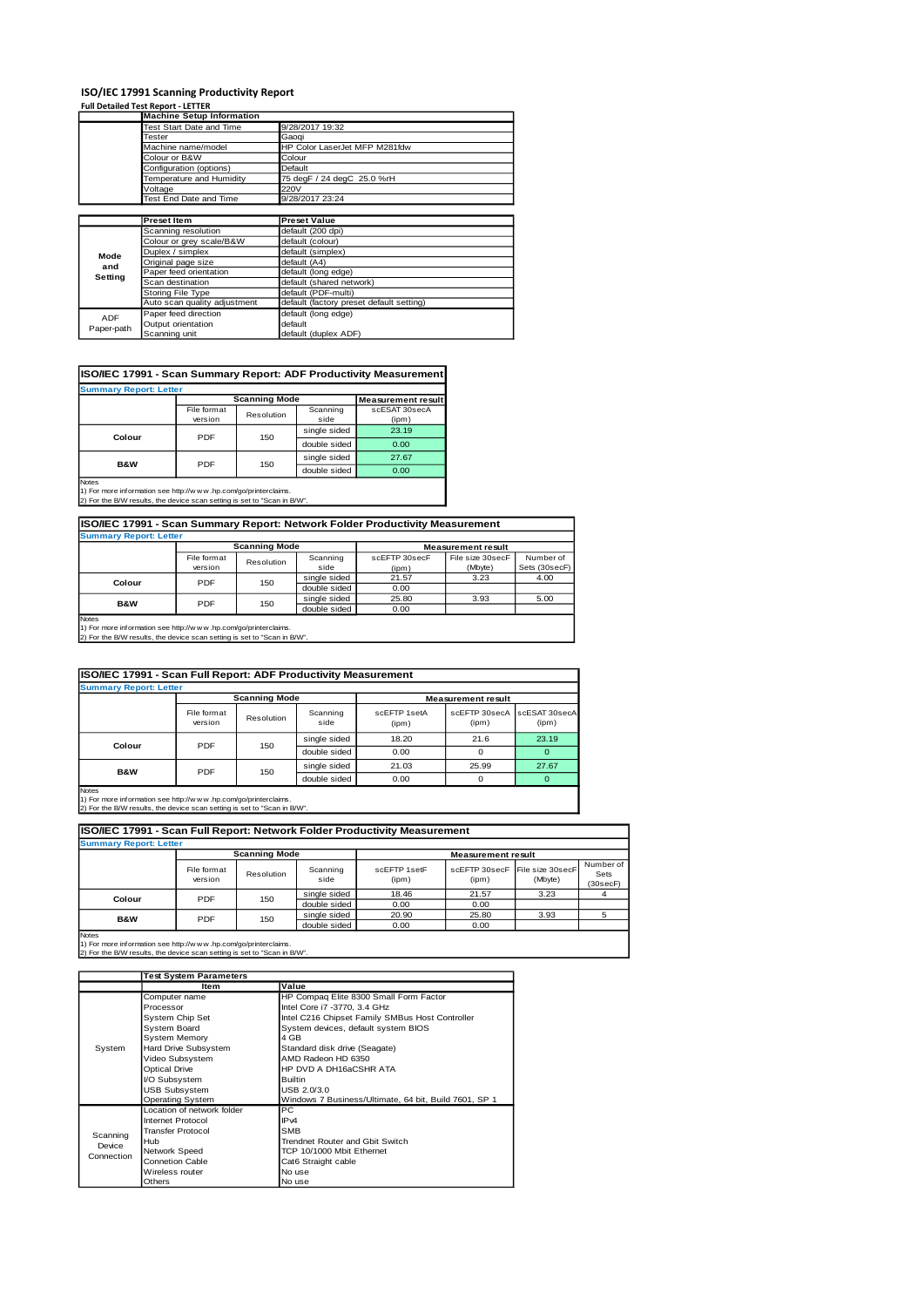# ISO/IEC 17991 Scanning Productivity Report

**Full Detailed Test Report - LETTER**

| | Machine Setup Information | |
|---|---|---|
| | Test Start Date and Time | 9/28/2017 19:32 |
| | Tester | Gaoqi |
| | Machine name/model | HP Color LaserJet MFP M281fdw |
| | Colour or B&W | Colour |
| | Configuration (options) | Default |
| | Temperature and Humidity | 75 degF / 24 degC 25.0 %rH |
| | Voltage | 220V |
| | Test End Date and Time | 9/28/2017 23:24 |

| | Preset Item | Preset Value |
|---|---|---|
| Mode and Setting | Scanning resolution | default (200 dpi) |
| | Colour or grey scale/B&W | default (colour) |
| | Duplex / simplex | default (simplex) |
| | Original page size | default (A4) |
| | Paper feed orientation | default (long edge) |
| | Scan destination | default (shared network) |
| | Storing File Type | default (PDF-multi) |
| | Auto scan quality adjustment | default (factory preset default setting) |
| ADF Paper-path | Paper feed direction | default (long edge) |
| | Output orientation | default |
| | Scanning unit | default (duplex ADF) |

## ISO/IEC 17991 - Scan Summary Report: ADF Productivity Measurement

**Summary Report: Letter**

| | Scanning Mode | | | Measurement result |
|---|---|---|---|---|
| | File format version | Resolution | Scanning side | scESAT 30secA (ipm) |
| Colour | PDF | 150 | single sided | 23.19 |
| | | | double sided | 0.00 |
| B&W | PDF | 150 | single sided | 27.67 |
| | | | double sided | 0.00 |

Notes
1) For more information see http://www.hp.com/go/printerclaims.
2) For the B/W results, the device scan setting is set to "Scan in B/W".

## ISO/IEC 17991 - Scan Summary Report: Network Folder Productivity Measurement

**Summary Report: Letter**

| | Scanning Mode | | | Measurement result | | |
|---|---|---|---|---|---|---|
| | File format version | Resolution | Scanning side | scEFTP 30secF (ipm) | File size 30secF (Mbyte) | Number of Sets (30secF) |
| Colour | PDF | 150 | single sided | 21.57 | 3.23 | 4.00 |
| | | | double sided | 0.00 | | |
| B&W | PDF | 150 | single sided | 25.80 | 3.93 | 5.00 |
| | | | double sided | 0.00 | | |

Notes
1) For more information see http://www.hp.com/go/printerclaims.
2) For the B/W results, the device scan setting is set to "Scan in B/W".

## ISO/IEC 17991 - Scan Full Report: ADF Productivity Measurement

**Summary Report: Letter**

| | Scanning Mode | | | Measurement result | | |
|---|---|---|---|---|---|---|
| | File format version | Resolution | Scanning side | scEFTP 1setA (ipm) | scEFTP 30secA (ipm) | scESAT 30secA (ipm) |
| Colour | PDF | 150 | single sided | 18.20 | 21.6 | 23.19 |
| | | | double sided | 0.00 | 0 | 0 |
| B&W | PDF | 150 | single sided | 21.03 | 25.99 | 27.67 |
| | | | double sided | 0.00 | 0 | 0 |

Notes
1) For more information see http://www.hp.com/go/printerclaims.
2) For the B/W results, the device scan setting is set to "Scan in B/W".

## ISO/IEC 17991 - Scan Full Report: Network Folder Productivity Measurement

**Summary Report: Letter**

| | Scanning Mode | | | Measurement result | | | |
|---|---|---|---|---|---|---|---|
| | File format version | Resolution | Scanning side | scEFTP 1setF (ipm) | scEFTP 30secF (ipm) | File size 30secF (Mbyte) | Number of Sets (30secF) |
| Colour | PDF | 150 | single sided | 18.46 | 21.57 | 3.23 | 4 |
| | | | double sided | 0.00 | 0.00 | | |
| B&W | PDF | 150 | single sided | 20.90 | 25.80 | 3.93 | 5 |
| | | | double sided | 0.00 | 0.00 | | |

Notes
1) For more information see http://www.hp.com/go/printerclaims.
2) For the B/W results, the device scan setting is set to "Scan in B/W".

| | Test System Parameters | |
|---|---|---|
| | Item | Value |
| System | Computer name | HP Compaq Elite 8300 Small Form Factor |
| | Processor | Intel Core i7 -3770, 3.4 GHz |
| | System Chip Set | Intel C216 Chipset Family SMBus Host Controller |
| | System Board | System devices, default system BIOS |
| | System Memory | 4 GB |
| | Hard Drive Subsystem | Standard disk drive (Seagate) |
| | Video Subsystem | AMD Radeon HD 6350 |
| | Optical Drive | HP DVD A DH16aCSHR ATA |
| | I/O Subsystem | Builtin |
| | USB Subsystem | USB 2.0/3.0 |
| | Operating System | Windows 7 Business/Ultimate, 64 bit, Build 7601, SP 1 |
| Scanning Device Connection | Location of network folder | PC |
| | Internet Protocol | IPv4 |
| | Transfer Protocol | SMB |
| | Hub | Trendnet Router and Gbit Switch |
| | Network Speed | TCP 10/1000 Mbit Ethernet |
| | Connetion Cable | Cat6 Straight cable |
| | Wireless router | No use |
| | Others | No use |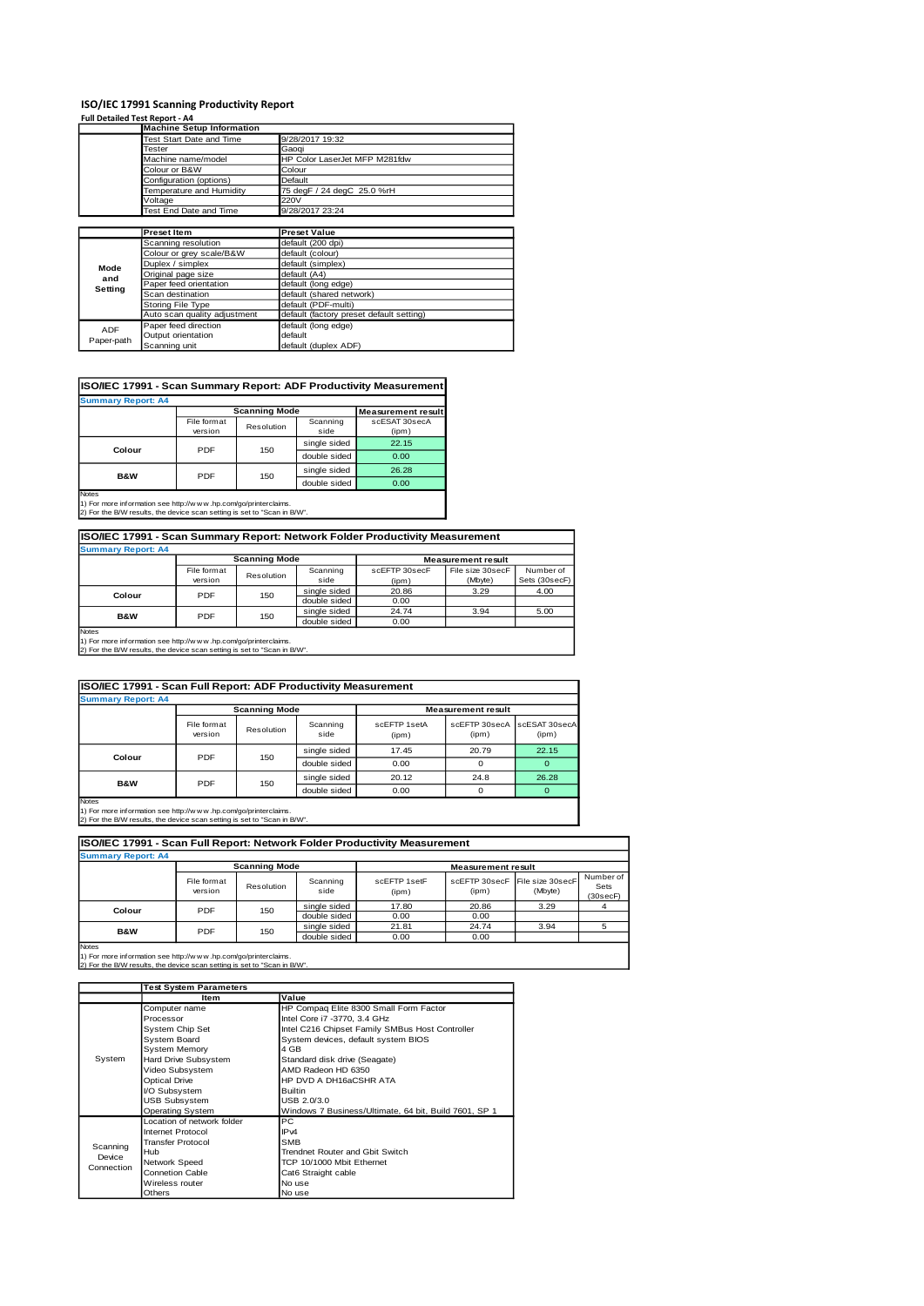# ISO/IEC 17991 Scanning Productivity Report

**Full Detailed Test Report - A4**

| | Machine Setup Information | |
|---|---|---|
| | Test Start Date and Time | 9/28/2017 19:32 |
| | Tester | Gaoqi |
| | Machine name/model | HP Color LaserJet MFP M281fdw |
| | Colour or B&W | Colour |
| | Configuration (options) | Default |
| | Temperature and Humidity | 75 degF / 24 degC 25.0 %rH |
| | Voltage | 220V |
| | Test End Date and Time | 9/28/2017 23:24 |

| | Preset Item | Preset Value |
|---|---|---|
| Mode and Setting | Scanning resolution | default (200 dpi) |
| | Colour or grey scale/B&W | default (colour) |
| | Duplex / simplex | default (simplex) |
| | Original page size | default (A4) |
| | Paper feed orientation | default (long edge) |
| | Scan destination | default (shared network) |
| | Storing File Type | default (PDF-multi) |
| | Auto scan quality adjustment | default (factory preset default setting) |
| ADF Paper-path | Paper feed direction | default (long edge) |
| | Output orientation | default |
| | Scanning unit | default (duplex ADF) |

## ISO/IEC 17991 - Scan Summary Report: ADF Productivity Measurement

**Summary Report: A4**

| | Scanning Mode | | | Measurement result |
|---|---|---|---|---|
| | File format version | Resolution | Scanning side | scESAT 30secA (ipm) |
| Colour | PDF | 150 | single sided | 22.15 |
| | | | double sided | 0.00 |
| B&W | PDF | 150 | single sided | 26.28 |
| | | | double sided | 0.00 |

Notes
1) For more information see http://www.hp.com/go/printerclaims.
2) For the B/W results, the device scan setting is set to "Scan in B/W".

## ISO/IEC 17991 - Scan Summary Report: Network Folder Productivity Measurement

**Summary Report: A4**

| | Scanning Mode | | | Measurement result | | |
|---|---|---|---|---|---|---|
| | File format version | Resolution | Scanning side | scEFTP 30secF (ipm) | File size 30secF (Mbyte) | Number of Sets (30secF) |
| Colour | PDF | 150 | single sided | 20.86 | 3.29 | 4.00 |
| | | | double sided | 0.00 | | |
| B&W | PDF | 150 | single sided | 24.74 | 3.94 | 5.00 |
| | | | double sided | 0.00 | | |

Notes
1) For more information see http://www.hp.com/go/printerclaims.
2) For the B/W results, the device scan setting is set to "Scan in B/W".

## ISO/IEC 17991 - Scan Full Report: ADF Productivity Measurement

**Summary Report: A4**

| | Scanning Mode | | | Measurement result | | |
|---|---|---|---|---|---|---|
| | File format version | Resolution | Scanning side | scEFTP 1setA (ipm) | scEFTP 30secA (ipm) | scESAT 30secA (ipm) |
| Colour | PDF | 150 | single sided | 17.45 | 20.79 | 22.15 |
| | | | double sided | 0.00 | 0 | 0 |
| B&W | PDF | 150 | single sided | 20.12 | 24.8 | 26.28 |
| | | | double sided | 0.00 | 0 | 0 |

Notes
1) For more information see http://www.hp.com/go/printerclaims.
2) For the B/W results, the device scan setting is set to "Scan in B/W".

## ISO/IEC 17991 - Scan Full Report: Network Folder Productivity Measurement

**Summary Report: A4**

| | Scanning Mode | | | Measurement result | | | |
|---|---|---|---|---|---|---|---|
| | File format version | Resolution | Scanning side | scEFTP 1setF (ipm) | scEFTP 30secF (ipm) | File size 30secF (Mbyte) | Number of Sets (30secF) |
| Colour | PDF | 150 | single sided | 17.80 | 20.86 | 3.29 | 4 |
| | | | double sided | 0.00 | 0.00 | | |
| B&W | PDF | 150 | single sided | 21.81 | 24.74 | 3.94 | 5 |
| | | | double sided | 0.00 | 0.00 | | |

Notes
1) For more information see http://www.hp.com/go/printerclaims.
2) For the B/W results, the device scan setting is set to "Scan in B/W".

| | Test System Parameters | |
|---|---|---|
| | Item | Value |
| System | Computer name | HP Compaq Elite 8300 Small Form Factor |
| | Processor | Intel Core i7 -3770, 3.4 GHz |
| | System Chip Set | Intel C216 Chipset Family SMBus Host Controller |
| | System Board | System devices, default system BIOS |
| | System Memory | 4 GB |
| | Hard Drive Subsystem | Standard disk drive (Seagate) |
| | Video Subsystem | AMD Radeon HD 6350 |
| | Optical Drive | HP DVD A DH16aCSHR ATA |
| | I/O Subsystem | Builtin |
| | USB Subsystem | USB 2.0/3.0 |
| | Operating System | Windows 7 Business/Ultimate, 64 bit, Build 7601, SP 1 |
| Scanning Device Connection | Location of network folder | PC |
| | Internet Protocol | IPv4 |
| | Transfer Protocol | SMB |
| | Hub | Trendnet Router and Gbit Switch |
| | Network Speed | TCP 10/1000 Mbit Ethernet |
| | Connetion Cable | Cat6 Straight cable |
| | Wireless router | No use |
| | Others | No use |